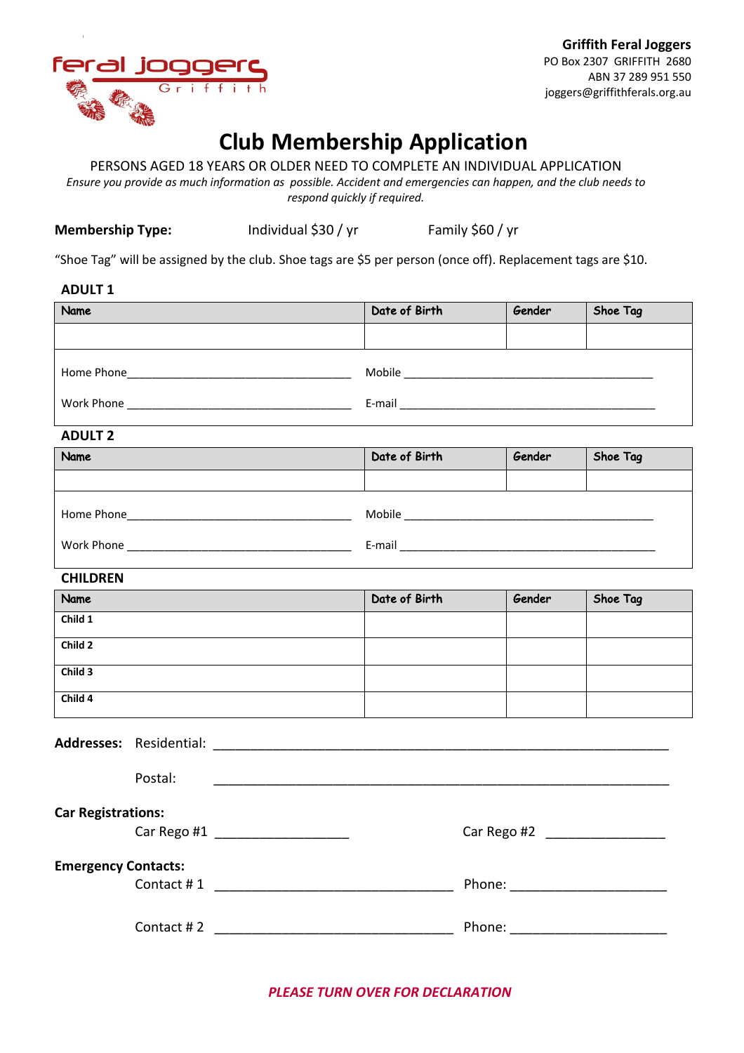feral joggers Griffith

**Griffith Feral Joggers**
PO Box 2307 GRIFFITH 2680
ABN 37 289 951 550
joggers@griffithferals.org.au

# Club Membership Application

PERSONS AGED 18 YEARS OR OLDER NEED TO COMPLETE AN INDIVIDUAL APPLICATION

*Ensure you provide as much information as possible. Accident and emergencies can happen, and the club needs to respond quickly if required.*

**Membership Type:** Individual $30 / yr Family $60 / yr

"Shoe Tag" will be assigned by the club. Shoe tags are $5 per person (once off). Replacement tags are $10.

### ADULT 1

| Name | Date of Birth | Gender | Shoe Tag |
|---|---|---|---|
| | | | |

Home Phone____________________________________ Mobile ________________________________________

Work Phone ____________________________________ E-mail ________________________________________

### ADULT 2

| Name | Date of Birth | Gender | Shoe Tag |
|---|---|---|---|
| | | | |

Home Phone____________________________________ Mobile ________________________________________

Work Phone ____________________________________ E-mail ________________________________________

### CHILDREN

| Name | Date of Birth | Gender | Shoe Tag |
|---|---|---|---|
| Child 1 | | | |
| Child 2 | | | |
| Child 3 | | | |
| Child 4 | | | |

**Addresses:** Residential: ___________________________________________________________

Postal: ___________________________________________________________

**Car Registrations:**

Car Rego #1 __________________ Car Rego #2 ________________

**Emergency Contacts:**

Contact # 1 ________________________________ Phone: _____________________

Contact # 2 ________________________________ Phone: _____________________

***PLEASE TURN OVER FOR DECLARATION***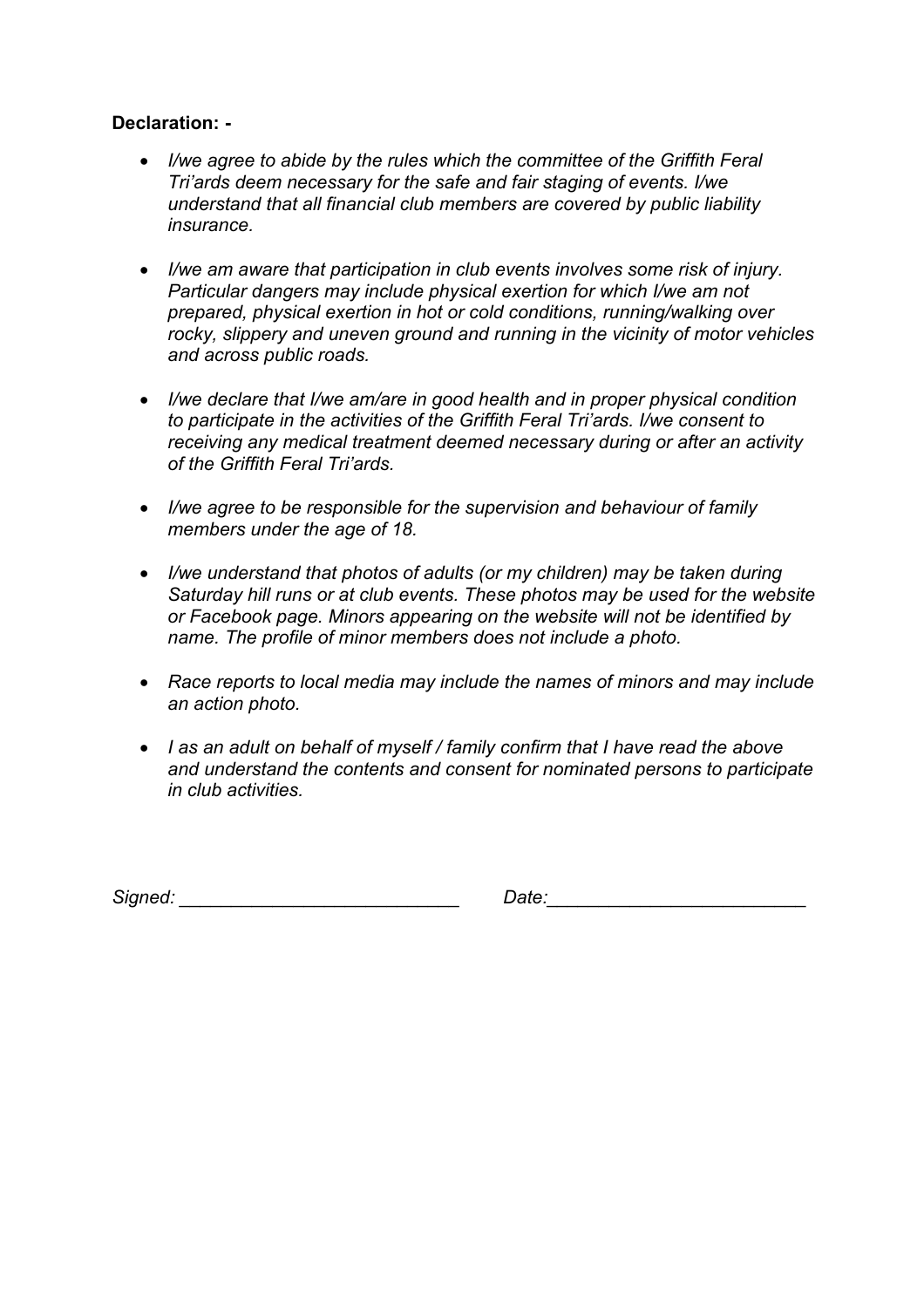**Declaration: -**

- *I/we agree to abide by the rules which the committee of the Griffith Feral Tri'ards deem necessary for the safe and fair staging of events. I/we understand that all financial club members are covered by public liability insurance.*

- *I/we am aware that participation in club events involves some risk of injury. Particular dangers may include physical exertion for which I/we am not prepared, physical exertion in hot or cold conditions, running/walking over rocky, slippery and uneven ground and running in the vicinity of motor vehicles and across public roads.*

- *I/we declare that I/we am/are in good health and in proper physical condition to participate in the activities of the Griffith Feral Tri'ards. I/we consent to receiving any medical treatment deemed necessary during or after an activity of the Griffith Feral Tri'ards.*

- *I/we agree to be responsible for the supervision and behaviour of family members under the age of 18.*

- *I/we understand that photos of adults (or my children) may be taken during Saturday hill runs or at club events. These photos may be used for the website or Facebook page. Minors appearing on the website will not be identified by name. The profile of minor members does not include a photo.*

- *Race reports to local media may include the names of minors and may include an action photo.*

- *I as an adult on behalf of myself / family confirm that I have read the above and understand the contents and consent for nominated persons to participate in club activities.*

*Signed:* ___________________________ *Date:*_________________________